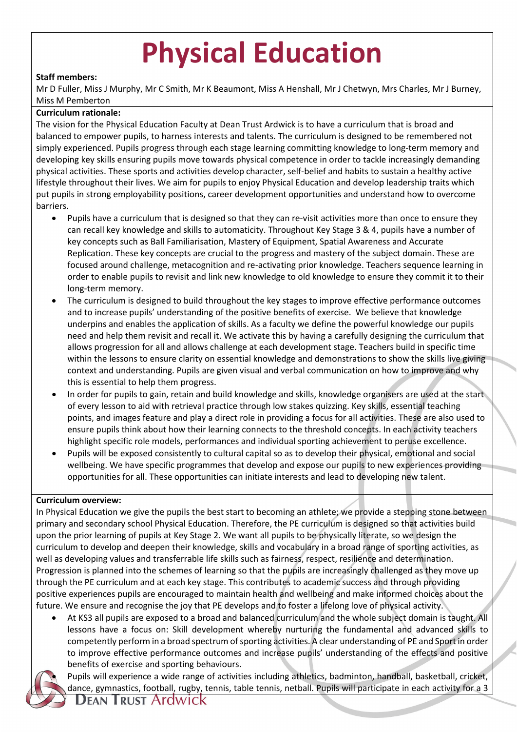# Physical Education

**Staff members:**

Mr D Fuller, Miss J Murphy, Mr C Smith, Mr K Beaumont, Miss A Henshall, Mr J Chetwyn, Mrs Charles, Mr J Burney, Miss M Pemberton

**Curriculum rationale:**

The vision for the Physical Education Faculty at Dean Trust Ardwick is to have a curriculum that is broad and balanced to empower pupils, to harness interests and talents. The curriculum is designed to be remembered not simply experienced. Pupils progress through each stage learning committing knowledge to long-term memory and developing key skills ensuring pupils move towards physical competence in order to tackle increasingly demanding physical activities. These sports and activities develop character, self-belief and habits to sustain a healthy active lifestyle throughout their lives. We aim for pupils to enjoy Physical Education and develop leadership traits which put pupils in strong employability positions, career development opportunities and understand how to overcome barriers.

- Pupils have a curriculum that is designed so that they can re-visit activities more than once to ensure they can recall key knowledge and skills to automaticity. Throughout Key Stage 3 & 4, pupils have a number of key concepts such as Ball Familiarisation, Mastery of Equipment, Spatial Awareness and Accurate Replication. These key concepts are crucial to the progress and mastery of the subject domain. These are focused around challenge, metacognition and re-activating prior knowledge. Teachers sequence learning in order to enable pupils to revisit and link new knowledge to old knowledge to ensure they commit it to their long-term memory.
- The curriculum is designed to build throughout the key stages to improve effective performance outcomes and to increase pupils' understanding of the positive benefits of exercise. We believe that knowledge underpins and enables the application of skills. As a faculty we define the powerful knowledge our pupils need and help them revisit and recall it. We activate this by having a carefully designing the curriculum that allows progression for all and allows challenge at each development stage. Teachers build in specific time within the lessons to ensure clarity on essential knowledge and demonstrations to show the skills live giving context and understanding. Pupils are given visual and verbal communication on how to improve and why this is essential to help them progress.
- In order for pupils to gain, retain and build knowledge and skills, knowledge organisers are used at the start of every lesson to aid with retrieval practice through low stakes quizzing. Key skills, essential teaching points, and images feature and play a direct role in providing a focus for all activities. These are also used to ensure pupils think about how their learning connects to the threshold concepts. In each activity teachers highlight specific role models, performances and individual sporting achievement to peruse excellence.
- Pupils will be exposed consistently to cultural capital so as to develop their physical, emotional and social wellbeing. We have specific programmes that develop and expose our pupils to new experiences providing opportunities for all. These opportunities can initiate interests and lead to developing new talent.

**Curriculum overview:**

In Physical Education we give the pupils the best start to becoming an athlete; we provide a stepping stone between primary and secondary school Physical Education. Therefore, the PE curriculum is designed so that activities build upon the prior learning of pupils at Key Stage 2. We want all pupils to be physically literate, so we design the curriculum to develop and deepen their knowledge, skills and vocabulary in a broad range of sporting activities, as well as developing values and transferrable life skills such as fairness, respect, resilience and determination. Progression is planned into the schemes of learning so that the pupils are increasingly challenged as they move up through the PE curriculum and at each key stage. This contributes to academic success and through providing positive experiences pupils are encouraged to maintain health and wellbeing and make informed choices about the future. We ensure and recognise the joy that PE develops and to foster a lifelong love of physical activity.

- At KS3 all pupils are exposed to a broad and balanced curriculum and the whole subject domain is taught. All lessons have a focus on: Skill development whereby nurturing the fundamental and advanced skills to competently perform in a broad spectrum of sporting activities. A clear understanding of PE and Sport in order to improve effective performance outcomes and increase pupils' understanding of the effects and positive benefits of exercise and sporting behaviours.
- Pupils will experience a wide range of activities including athletics, badminton, handball, basketball, cricket, dance, gymnastics, football, rugby, tennis, table tennis, netball. Pupils will participate in each activity for a 3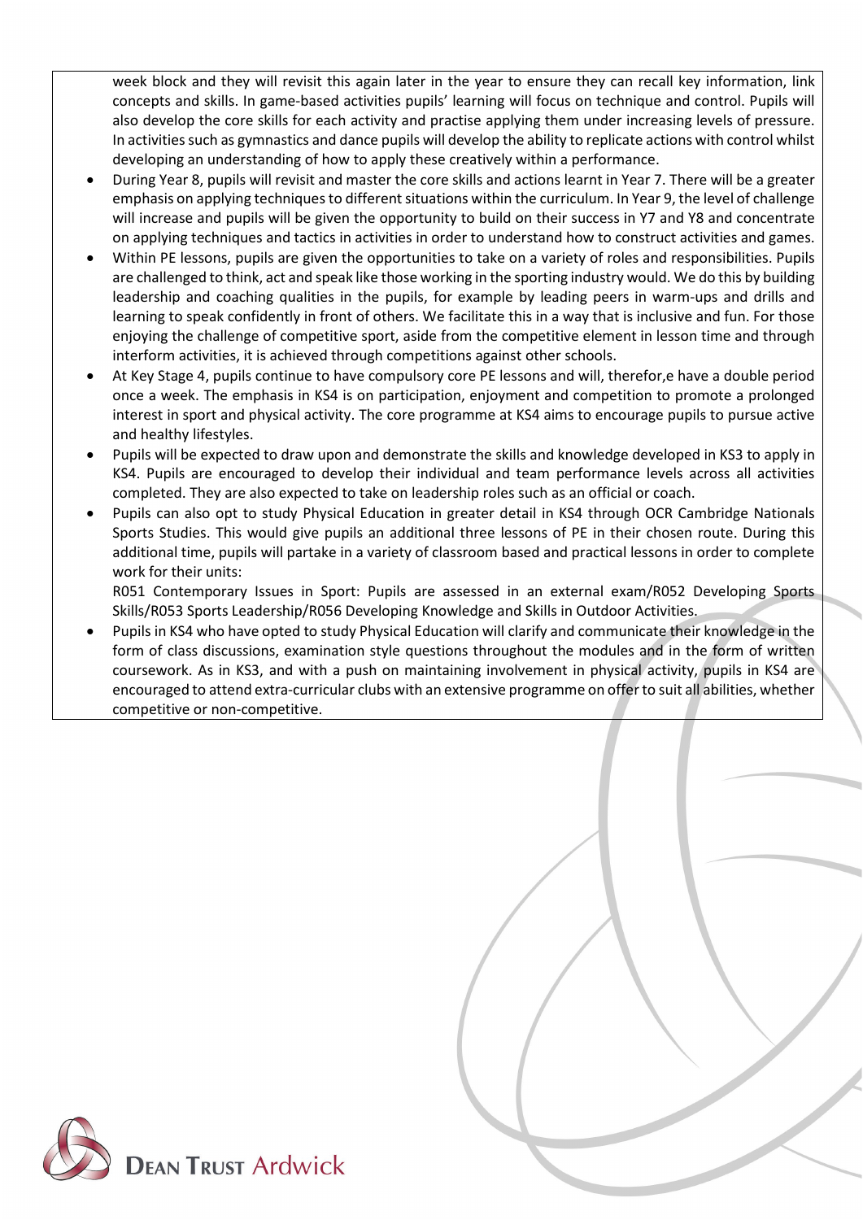week block and they will revisit this again later in the year to ensure they can recall key information, link concepts and skills. In game-based activities pupils' learning will focus on technique and control. Pupils will also develop the core skills for each activity and practise applying them under increasing levels of pressure. In activities such as gymnastics and dance pupils will develop the ability to replicate actions with control whilst developing an understanding of how to apply these creatively within a performance.

- During Year 8, pupils will revisit and master the core skills and actions learnt in Year 7. There will be a greater emphasis on applying techniques to different situations within the curriculum. In Year 9, the level of challenge will increase and pupils will be given the opportunity to build on their success in Y7 and Y8 and concentrate on applying techniques and tactics in activities in order to understand how to construct activities and games.
- Within PE lessons, pupils are given the opportunities to take on a variety of roles and responsibilities. Pupils are challenged to think, act and speak like those working in the sporting industry would. We do this by building leadership and coaching qualities in the pupils, for example by leading peers in warm-ups and drills and learning to speak confidently in front of others. We facilitate this in a way that is inclusive and fun. For those enjoying the challenge of competitive sport, aside from the competitive element in lesson time and through interform activities, it is achieved through competitions against other schools.
- At Key Stage 4, pupils continue to have compulsory core PE lessons and will, therefor,e have a double period once a week. The emphasis in KS4 is on participation, enjoyment and competition to promote a prolonged interest in sport and physical activity. The core programme at KS4 aims to encourage pupils to pursue active and healthy lifestyles.
- Pupils will be expected to draw upon and demonstrate the skills and knowledge developed in KS3 to apply in KS4. Pupils are encouraged to develop their individual and team performance levels across all activities completed. They are also expected to take on leadership roles such as an official or coach.
- Pupils can also opt to study Physical Education in greater detail in KS4 through OCR Cambridge Nationals Sports Studies. This would give pupils an additional three lessons of PE in their chosen route. During this additional time, pupils will partake in a variety of classroom based and practical lessons in order to complete work for their units:

  R051 Contemporary Issues in Sport: Pupils are assessed in an external exam/R052 Developing Sports Skills/R053 Sports Leadership/R056 Developing Knowledge and Skills in Outdoor Activities.
- Pupils in KS4 who have opted to study Physical Education will clarify and communicate their knowledge in the form of class discussions, examination style questions throughout the modules and in the form of written coursework. As in KS3, and with a push on maintaining involvement in physical activity, pupils in KS4 are encouraged to attend extra-curricular clubs with an extensive programme on offer to suit all abilities, whether competitive or non-competitive.